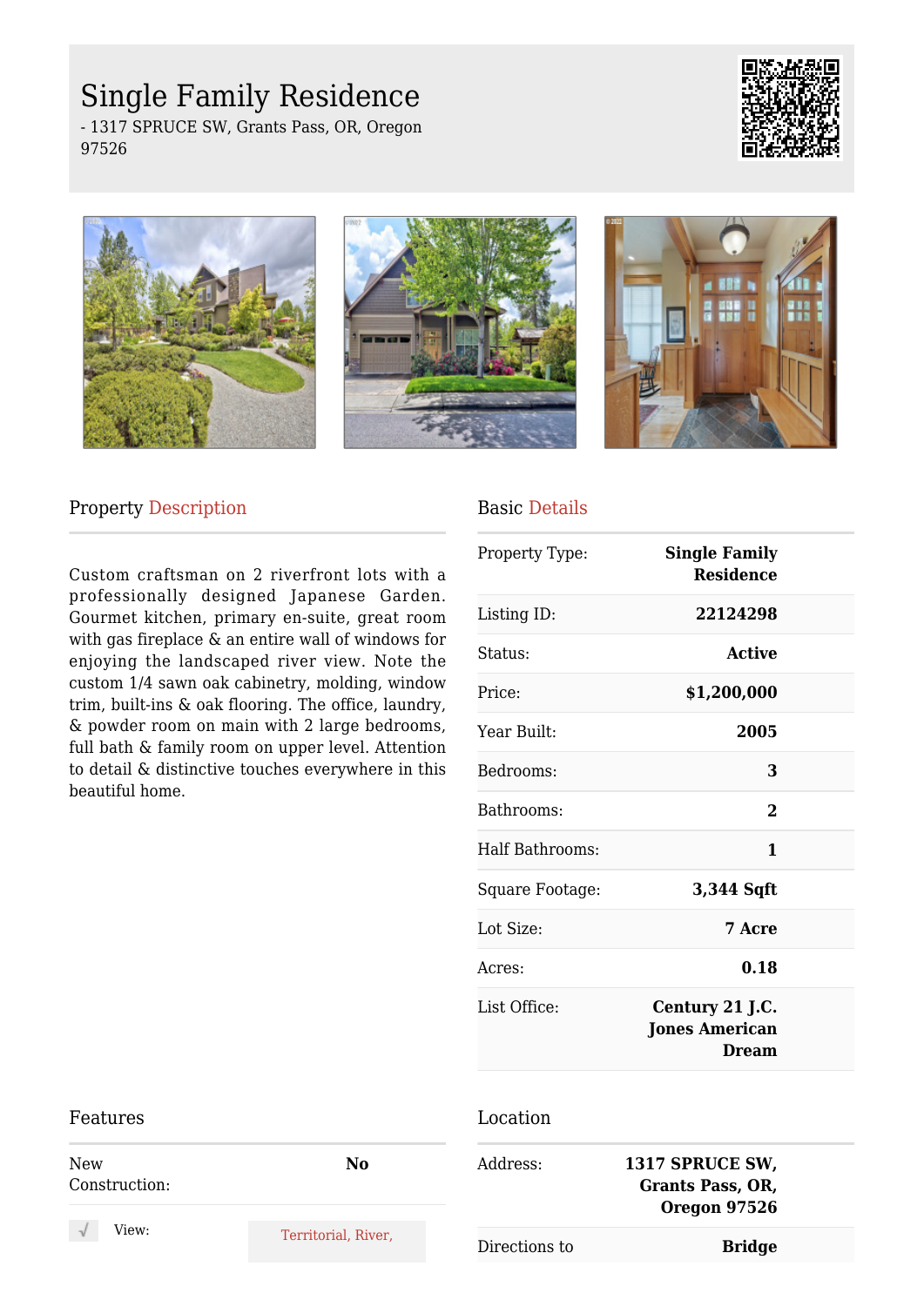# Single Family Residence

- 1317 SPRUCE SW, Grants Pass, OR, Oregon 97526

## Property Description

Custom craftsman on 2 riverfront lots with a professionally designed Japanese Garden. Gourmet kitchen, primary en-suite, great room with gas fireplace & an entire wall of windows for enjoying the landscaped river view. Note the custom 1/4 sawn oak cabinetry, molding, window trim, built-ins & oak flooring. The office, laundry, & powder room on main with 2 large bedrooms, full bath & family room on upper level. Attention to detail & distinctive touches everywhere in this beautiful home.

## Basic Details

| | |
|---|---|
| Property Type: | **Single Family Residence** |
| Listing ID: | **22124298** |
| Status: | **Active** |
| Price: | **$1,200,000** |
| Year Built: | **2005** |
| Bedrooms: | **3** |
| Bathrooms: | **2** |
| Half Bathrooms: | **1** |
| Square Footage: | **3,344 Sqft** |
| Lot Size: | **7 Acre** |
| Acres: | **0.18** |
| List Office: | **Century 21 J.C. Jones American Dream** |

## Features

| | |
|---|---|
| New Construction: | **No** |
| √ View: | Territorial, River, |

## Location

| | |
|---|---|
| Address: | **1317 SPRUCE SW, Grants Pass, OR, Oregon 97526** |
| Directions to | **Bridge** |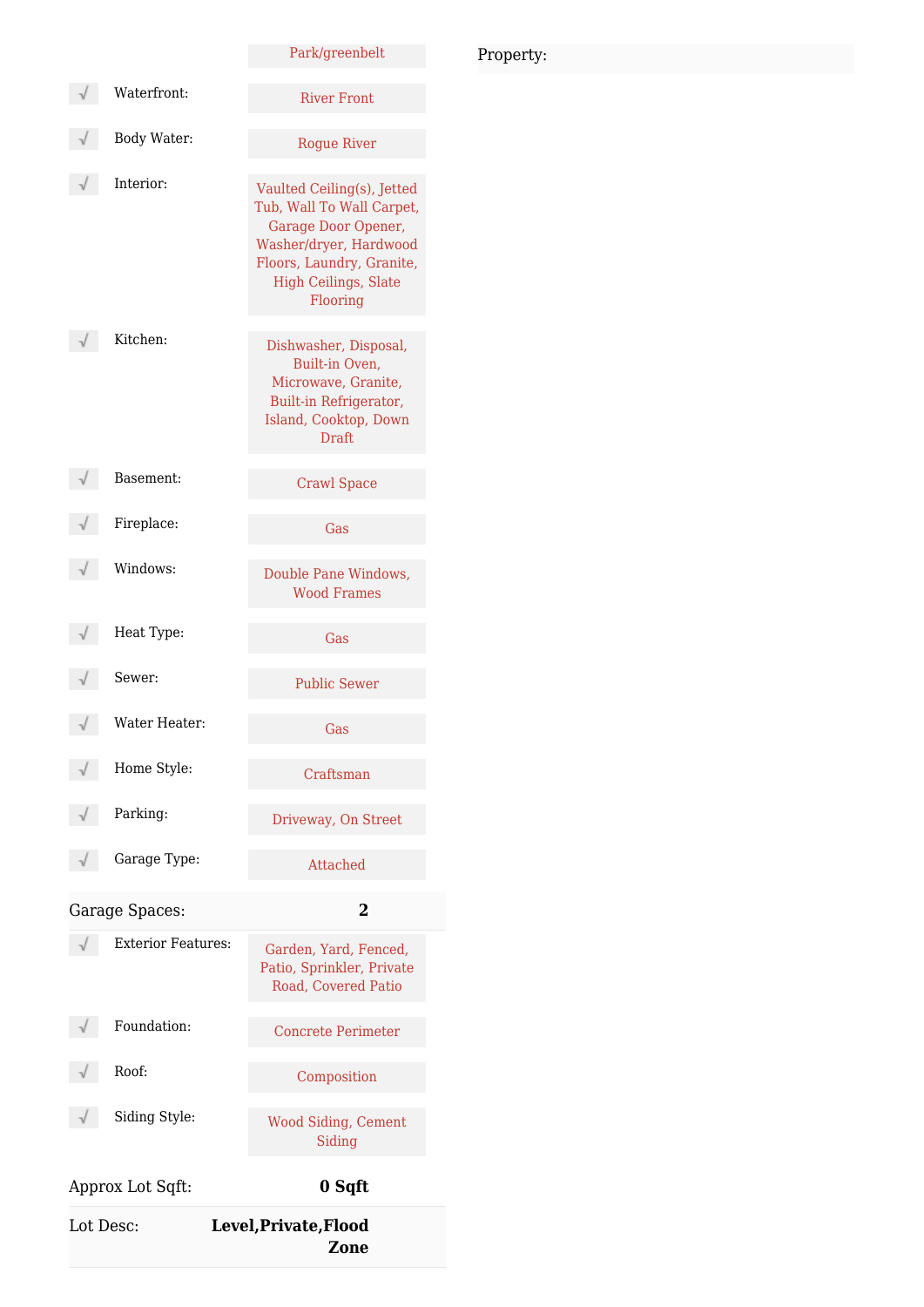| | | |
|---|---|---|
| | | Park/greenbelt |
| √ | Waterfront: | River Front |
| √ | Body Water: | Rogue River |
| √ | Interior: | Vaulted Ceiling(s), Jetted Tub, Wall To Wall Carpet, Garage Door Opener, Washer/dryer, Hardwood Floors, Laundry, Granite, High Ceilings, Slate Flooring |
| √ | Kitchen: | Dishwasher, Disposal, Built-in Oven, Microwave, Granite, Built-in Refrigerator, Island, Cooktop, Down Draft |
| √ | Basement: | Crawl Space |
| √ | Fireplace: | Gas |
| √ | Windows: | Double Pane Windows, Wood Frames |
| √ | Heat Type: | Gas |
| √ | Sewer: | Public Sewer |
| √ | Water Heater: | Gas |
| √ | Home Style: | Craftsman |
| √ | Parking: | Driveway, On Street |
| √ | Garage Type: | Attached |

| | |
|---|---|
| Garage Spaces: | **2** |

| | | |
|---|---|---|
| √ | Exterior Features: | Garden, Yard, Fenced, Patio, Sprinkler, Private Road, Covered Patio |
| √ | Foundation: | Concrete Perimeter |
| √ | Roof: | Composition |
| √ | Siding Style: | Wood Siding, Cement Siding |

| | |
|---|---|
| Approx Lot Sqft: | **0 Sqft** |
| Lot Desc: | **Level,Private,Flood Zone** |

Property: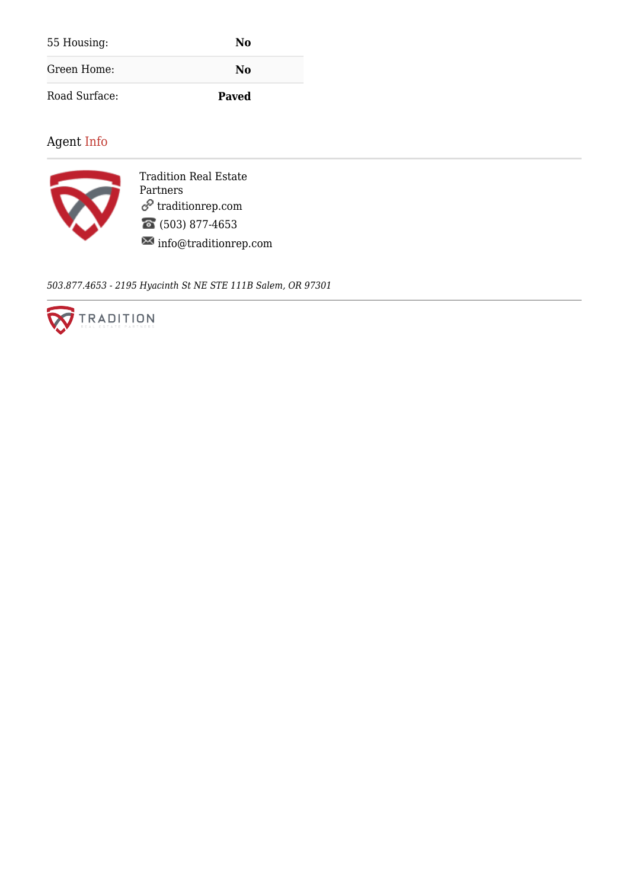| | |
|---|---|
| 55 Housing: | **No** |
| Green Home: | **No** |
| Road Surface: | **Paved** |

## Agent Info

Tradition Real Estate Partners
traditionrep.com
(503) 877-4653
info@traditionrep.com

*503.877.4653 - 2195 Hyacinth St NE STE 111B Salem, OR 97301*